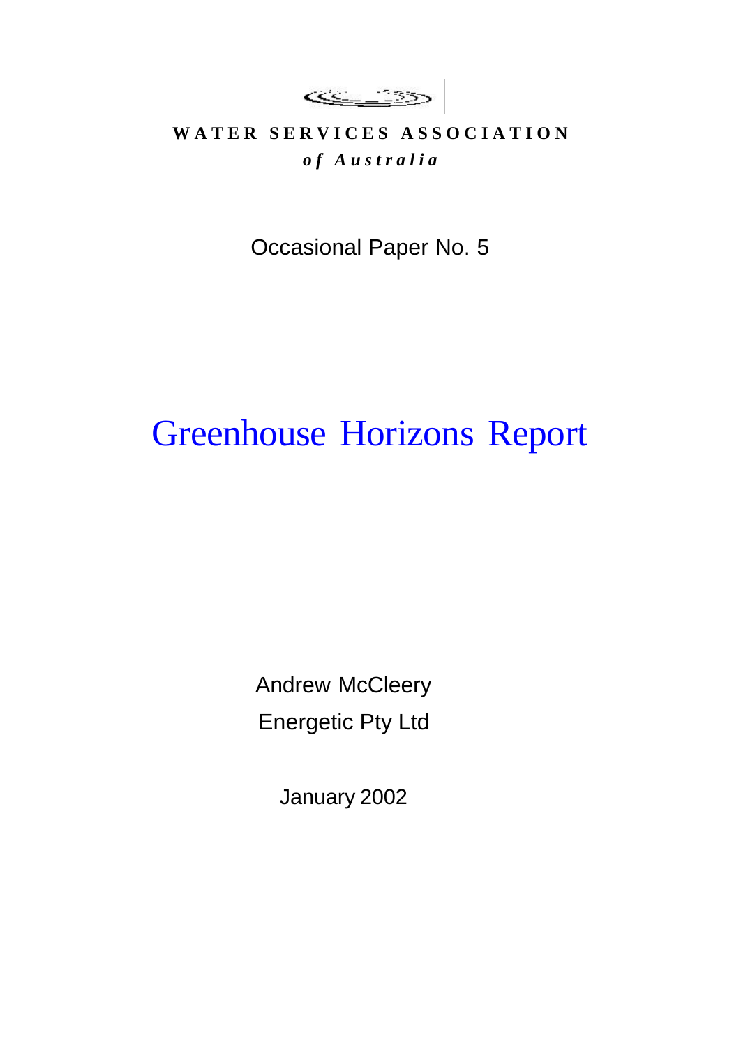**WATER SERVICES ASSOCIATION**

***of Australia***

Occasional Paper No. 5

# Greenhouse Horizons Report

Andrew McCleery

Energetic Pty Ltd

January 2002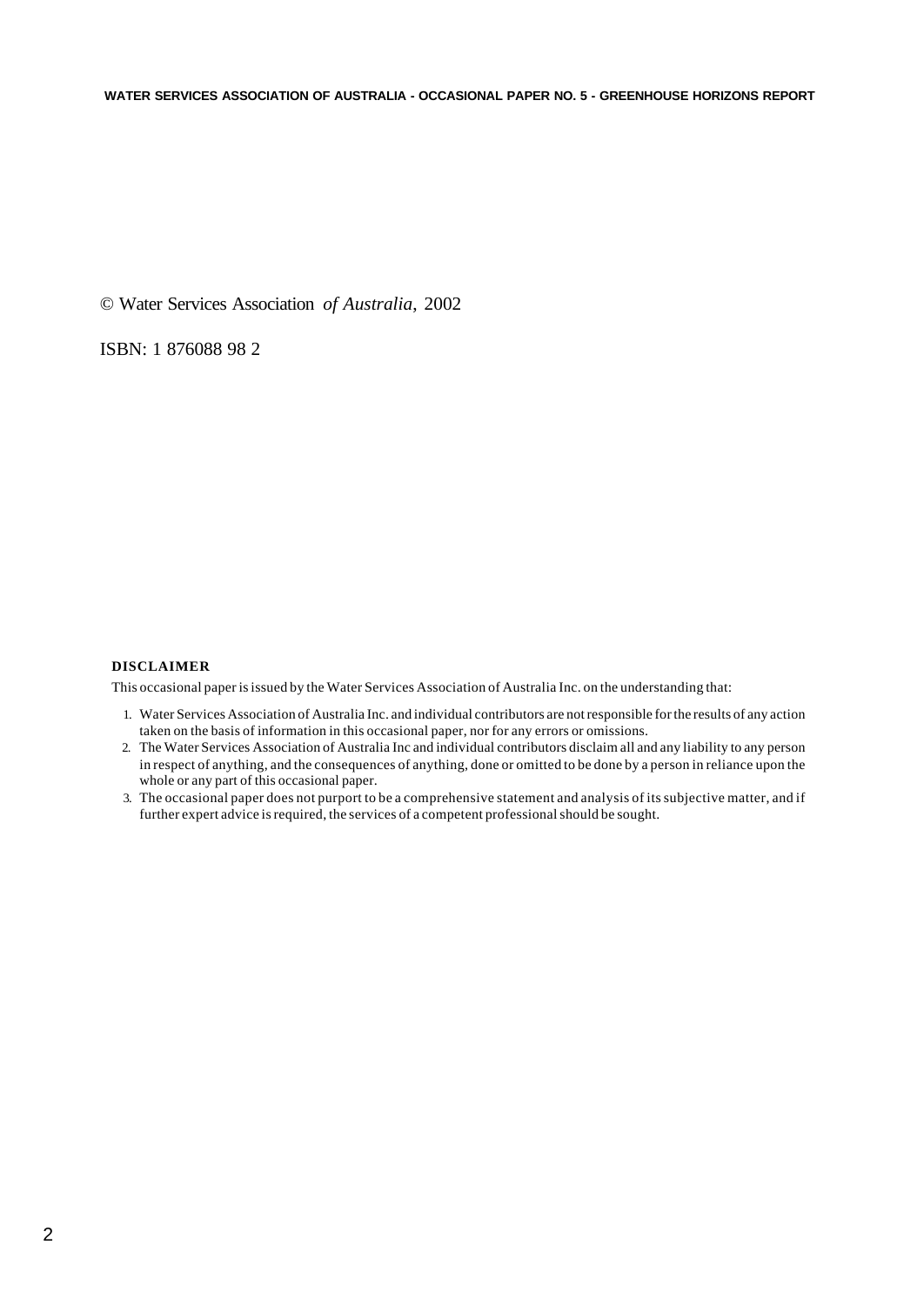© Water Services Association *of Australia,* 2002

ISBN: 1 876088 98 2

**DISCLAIMER**

This occasional paper is issued by the Water Services Association of Australia Inc. on the understanding that:

1. Water Services Association of Australia Inc. and individual contributors are not responsible for the results of any action taken on the basis of information in this occasional paper, nor for any errors or omissions.
2. The Water Services Association of Australia Inc and individual contributors disclaim all and any liability to any person in respect of anything, and the consequences of anything, done or omitted to be done by a person in reliance upon the whole or any part of this occasional paper.
3. The occasional paper does not purport to be a comprehensive statement and analysis of its subjective matter, and if further expert advice is required, the services of a competent professional should be sought.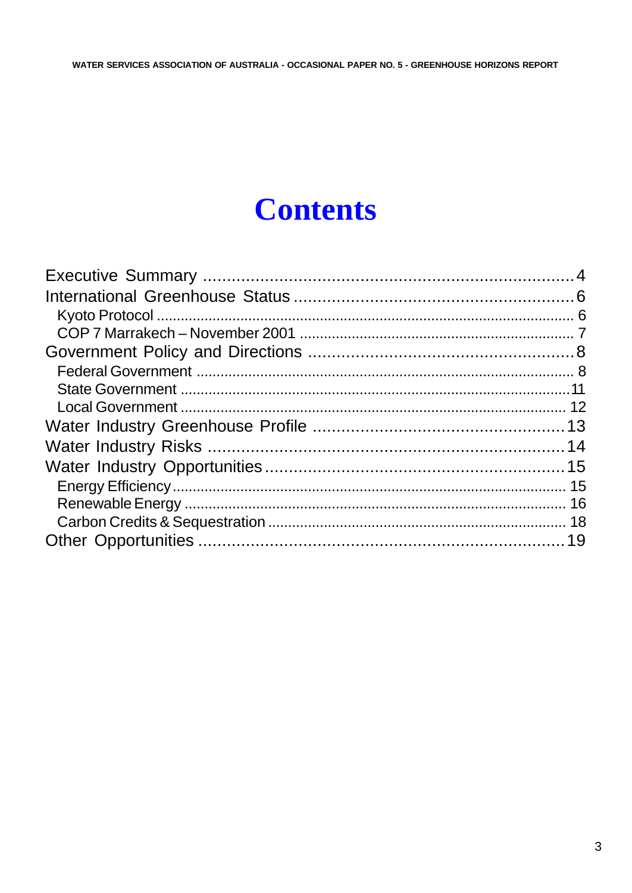# Contents

Executive Summary ............................................................................ 4
International Greenhouse Status ......................................................... 6
  Kyoto Protocol ................................................................................... 6
  COP 7 Marrakech – November 2001 ................................................... 7
Government Policy and Directions ...................................................... 8
  Federal Government .......................................................................... 8
  State Government ............................................................................. 11
  Local Government ............................................................................ 12
Water Industry Greenhouse Profile ................................................... 13
Water Industry Risks ........................................................................ 14
Water Industry Opportunities ............................................................ 15
  Energy Efficiency .............................................................................. 15
  Renewable Energy ............................................................................ 16
  Carbon Credits & Sequestration ....................................................... 18
Other Opportunities .......................................................................... 19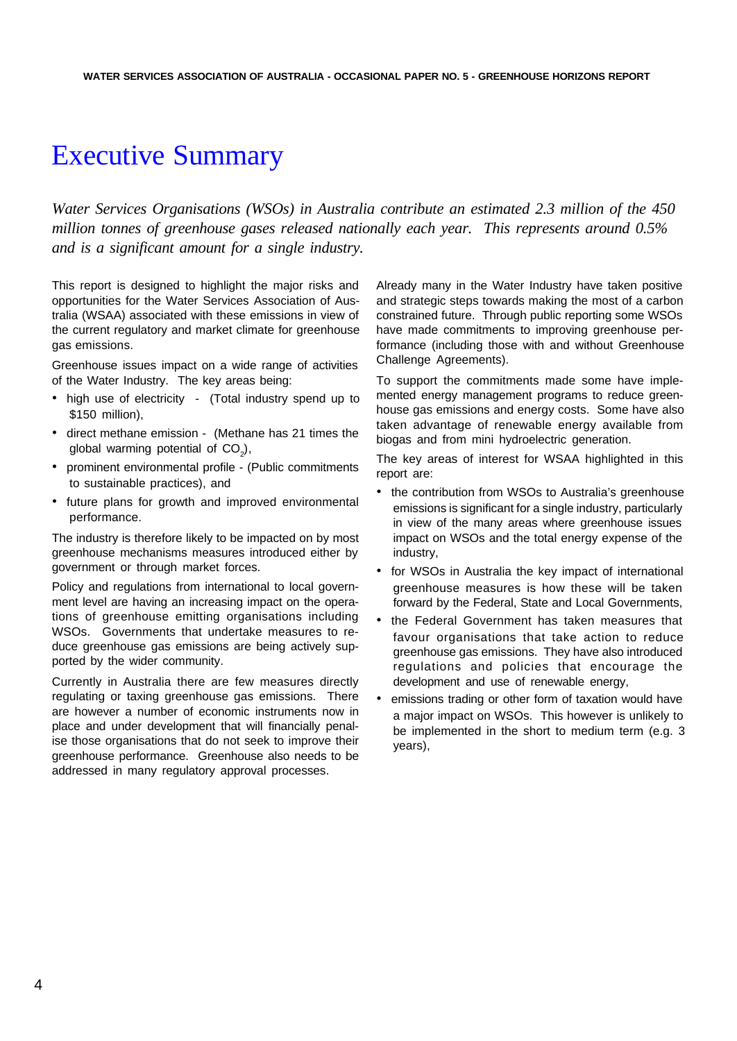# Executive Summary

*Water Services Organisations (WSOs) in Australia contribute an estimated 2.3 million of the 450 million tonnes of greenhouse gases released nationally each year. This represents around 0.5% and is a significant amount for a single industry.*

This report is designed to highlight the major risks and opportunities for the Water Services Association of Australia (WSAA) associated with these emissions in view of the current regulatory and market climate for greenhouse gas emissions.

Greenhouse issues impact on a wide range of activities of the Water Industry. The key areas being:

- high use of electricity - (Total industry spend up to $150 million),
- direct methane emission - (Methane has 21 times the global warming potential of $CO_2$),
- prominent environmental profile - (Public commitments to sustainable practices), and
- future plans for growth and improved environmental performance.

The industry is therefore likely to be impacted on by most greenhouse mechanisms measures introduced either by government or through market forces.

Policy and regulations from international to local government level are having an increasing impact on the operations of greenhouse emitting organisations including WSOs. Governments that undertake measures to reduce greenhouse gas emissions are being actively supported by the wider community.

Currently in Australia there are few measures directly regulating or taxing greenhouse gas emissions. There are however a number of economic instruments now in place and under development that will financially penalise those organisations that do not seek to improve their greenhouse performance. Greenhouse also needs to be addressed in many regulatory approval processes.

Already many in the Water Industry have taken positive and strategic steps towards making the most of a carbon constrained future. Through public reporting some WSOs have made commitments to improving greenhouse performance (including those with and without Greenhouse Challenge Agreements).

To support the commitments made some have implemented energy management programs to reduce greenhouse gas emissions and energy costs. Some have also taken advantage of renewable energy available from biogas and from mini hydroelectric generation.

The key areas of interest for WSAA highlighted in this report are:

- the contribution from WSOs to Australia's greenhouse emissions is significant for a single industry, particularly in view of the many areas where greenhouse issues impact on WSOs and the total energy expense of the industry,
- for WSOs in Australia the key impact of international greenhouse measures is how these will be taken forward by the Federal, State and Local Governments,
- the Federal Government has taken measures that favour organisations that take action to reduce greenhouse gas emissions. They have also introduced regulations and policies that encourage the development and use of renewable energy,
- emissions trading or other form of taxation would have a major impact on WSOs. This however is unlikely to be implemented in the short to medium term (e.g. 3 years),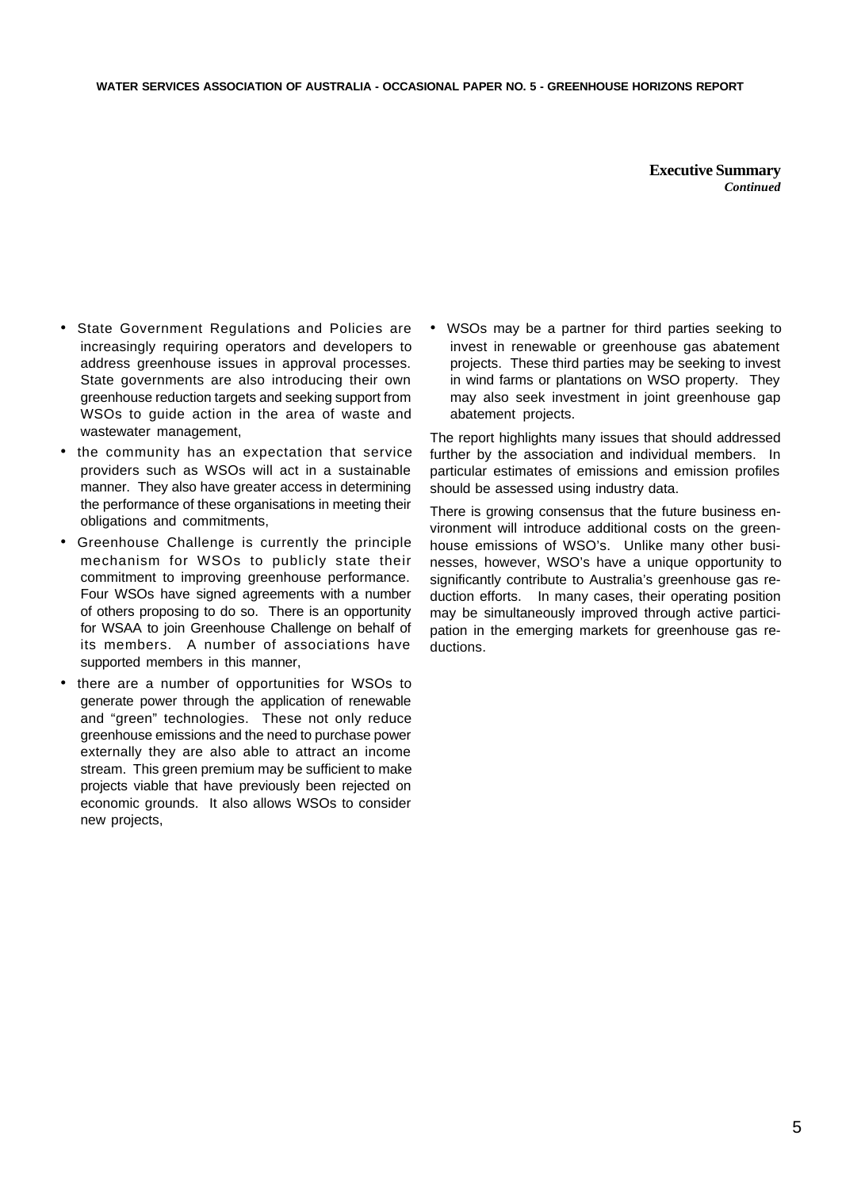**Executive Summary**
***Continued***

- State Government Regulations and Policies are increasingly requiring operators and developers to address greenhouse issues in approval processes. State governments are also introducing their own greenhouse reduction targets and seeking support from WSOs to guide action in the area of waste and wastewater management,
- the community has an expectation that service providers such as WSOs will act in a sustainable manner. They also have greater access in determining the performance of these organisations in meeting their obligations and commitments,
- Greenhouse Challenge is currently the principle mechanism for WSOs to publicly state their commitment to improving greenhouse performance. Four WSOs have signed agreements with a number of others proposing to do so. There is an opportunity for WSAA to join Greenhouse Challenge on behalf of its members. A number of associations have supported members in this manner,
- there are a number of opportunities for WSOs to generate power through the application of renewable and "green" technologies. These not only reduce greenhouse emissions and the need to purchase power externally they are also able to attract an income stream. This green premium may be sufficient to make projects viable that have previously been rejected on economic grounds. It also allows WSOs to consider new projects,
- WSOs may be a partner for third parties seeking to invest in renewable or greenhouse gas abatement projects. These third parties may be seeking to invest in wind farms or plantations on WSO property. They may also seek investment in joint greenhouse gap abatement projects.

The report highlights many issues that should addressed further by the association and individual members. In particular estimates of emissions and emission profiles should be assessed using industry data.

There is growing consensus that the future business environment will introduce additional costs on the greenhouse emissions of WSO's. Unlike many other businesses, however, WSO's have a unique opportunity to significantly contribute to Australia's greenhouse gas reduction efforts. In many cases, their operating position may be simultaneously improved through active participation in the emerging markets for greenhouse gas reductions.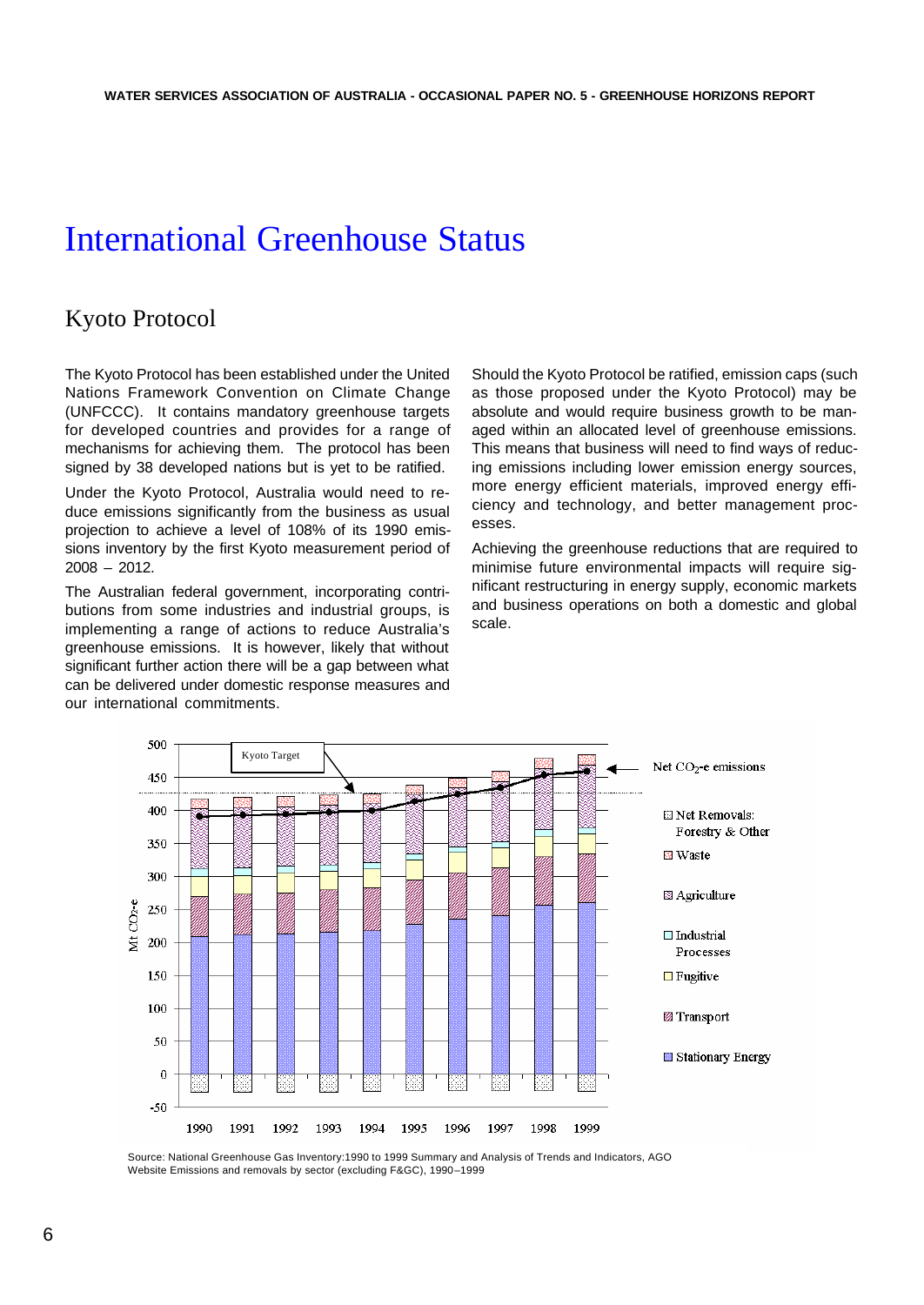# International Greenhouse Status

## Kyoto Protocol

The Kyoto Protocol has been established under the United Nations Framework Convention on Climate Change (UNFCCC). It contains mandatory greenhouse targets for developed countries and provides for a range of mechanisms for achieving them. The protocol has been signed by 38 developed nations but is yet to be ratified.

Under the Kyoto Protocol, Australia would need to reduce emissions significantly from the business as usual projection to achieve a level of 108% of its 1990 emissions inventory by the first Kyoto measurement period of 2008 – 2012.

The Australian federal government, incorporating contributions from some industries and industrial groups, is implementing a range of actions to reduce Australia's greenhouse emissions. It is however, likely that without significant further action there will be a gap between what can be delivered under domestic response measures and our international commitments.

Should the Kyoto Protocol be ratified, emission caps (such as those proposed under the Kyoto Protocol) may be absolute and would require business growth to be managed within an allocated level of greenhouse emissions. This means that business will need to find ways of reducing emissions including lower emission energy sources, more energy efficient materials, improved energy efficiency and technology, and better management processes.

Achieving the greenhouse reductions that are required to minimise future environmental impacts will require significant restructuring in energy supply, economic markets and business operations on both a domestic and global scale.

Mt $CO_2$-e; Kyoto Target; Net $CO_2$-e emissions; Net Removals: Forestry & Other; Waste; Agriculture; Industrial Processes; Fugitive; Transport; Stationary Energy; 1990–1999

Source: National Greenhouse Gas Inventory:1990 to 1999 Summary and Analysis of Trends and Indicators, AGO Website Emissions and removals by sector (excluding F&GC), 1990–1999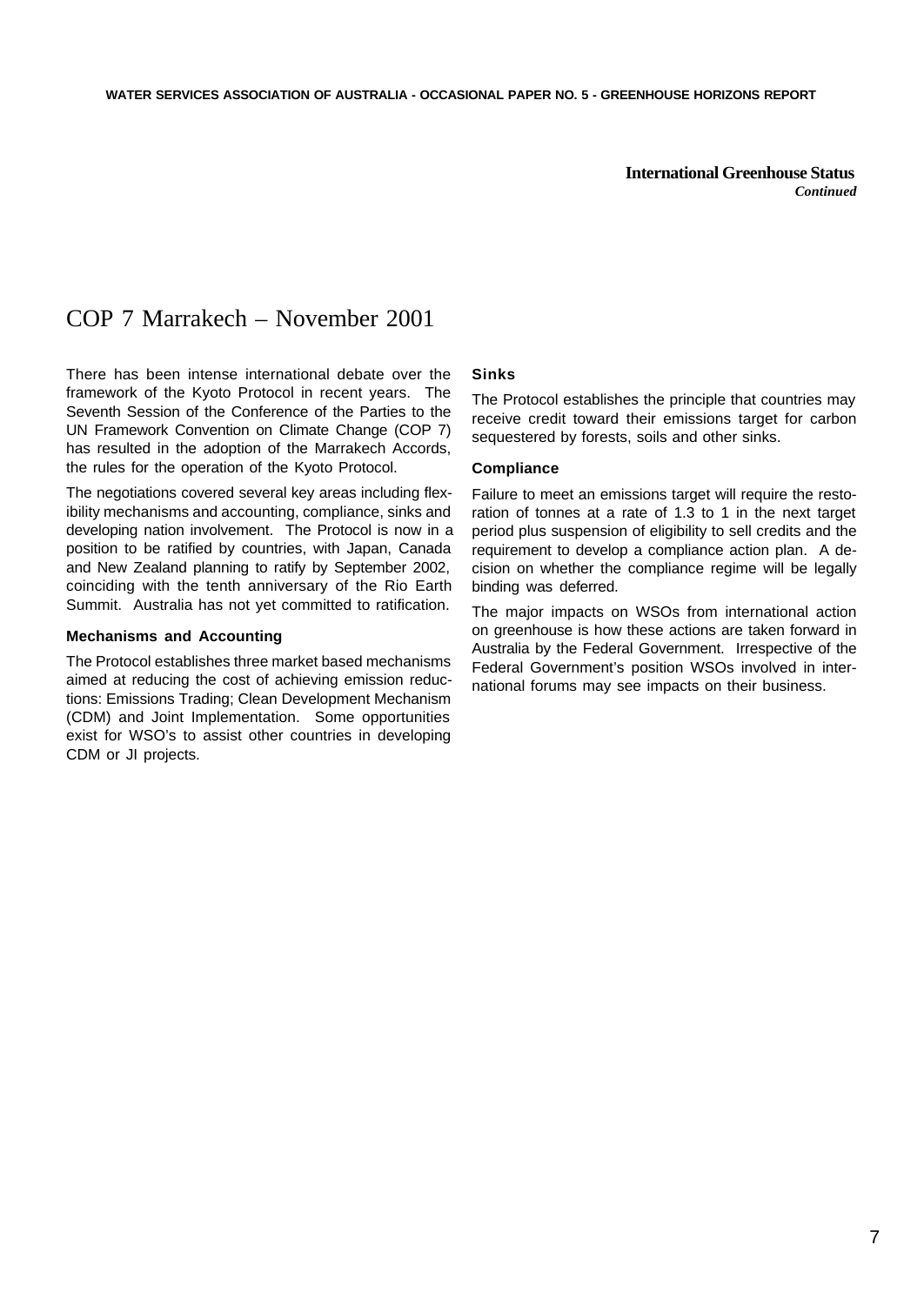**International Greenhouse Status**
***Continued***

# COP 7 Marrakech – November 2001

There has been intense international debate over the framework of the Kyoto Protocol in recent years. The Seventh Session of the Conference of the Parties to the UN Framework Convention on Climate Change (COP 7) has resulted in the adoption of the Marrakech Accords, the rules for the operation of the Kyoto Protocol.

The negotiations covered several key areas including flexibility mechanisms and accounting, compliance, sinks and developing nation involvement. The Protocol is now in a position to be ratified by countries, with Japan, Canada and New Zealand planning to ratify by September 2002, coinciding with the tenth anniversary of the Rio Earth Summit. Australia has not yet committed to ratification.

### Mechanisms and Accounting

The Protocol establishes three market based mechanisms aimed at reducing the cost of achieving emission reductions: Emissions Trading; Clean Development Mechanism (CDM) and Joint Implementation. Some opportunities exist for WSO's to assist other countries in developing CDM or JI projects.

### Sinks

The Protocol establishes the principle that countries may receive credit toward their emissions target for carbon sequestered by forests, soils and other sinks.

### Compliance

Failure to meet an emissions target will require the restoration of tonnes at a rate of 1.3 to 1 in the next target period plus suspension of eligibility to sell credits and the requirement to develop a compliance action plan. A decision on whether the compliance regime will be legally binding was deferred.

The major impacts on WSOs from international action on greenhouse is how these actions are taken forward in Australia by the Federal Government. Irrespective of the Federal Government's position WSOs involved in international forums may see impacts on their business.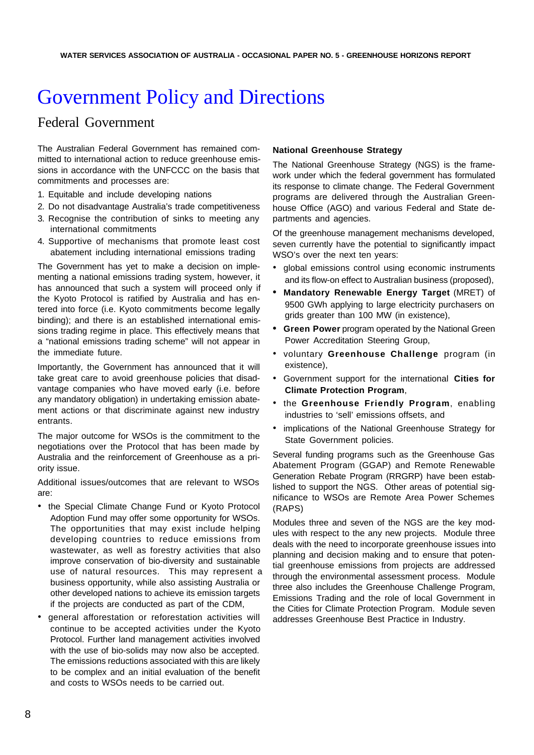# Government Policy and Directions

## Federal Government

The Australian Federal Government has remained committed to international action to reduce greenhouse emissions in accordance with the UNFCCC on the basis that commitments and processes are:

1. Equitable and include developing nations
2. Do not disadvantage Australia's trade competitiveness
3. Recognise the contribution of sinks to meeting any international commitments
4. Supportive of mechanisms that promote least cost abatement including international emissions trading

The Government has yet to make a decision on implementing a national emissions trading system, however, it has announced that such a system will proceed only if the Kyoto Protocol is ratified by Australia and has entered into force (i.e. Kyoto commitments become legally binding); and there is an established international emissions trading regime in place. This effectively means that a "national emissions trading scheme" will not appear in the immediate future.

Importantly, the Government has announced that it will take great care to avoid greenhouse policies that disadvantage companies who have moved early (i.e. before any mandatory obligation) in undertaking emission abatement actions or that discriminate against new industry entrants.

The major outcome for WSOs is the commitment to the negotiations over the Protocol that has been made by Australia and the reinforcement of Greenhouse as a priority issue.

Additional issues/outcomes that are relevant to WSOs are:

- the Special Climate Change Fund or Kyoto Protocol Adoption Fund may offer some opportunity for WSOs. The opportunities that may exist include helping developing countries to reduce emissions from wastewater, as well as forestry activities that also improve conservation of bio-diversity and sustainable use of natural resources. This may represent a business opportunity, while also assisting Australia or other developed nations to achieve its emission targets if the projects are conducted as part of the CDM,
- general afforestation or reforestation activities will continue to be accepted activities under the Kyoto Protocol. Further land management activities involved with the use of bio-solids may now also be accepted. The emissions reductions associated with this are likely to be complex and an initial evaluation of the benefit and costs to WSOs needs to be carried out.

### National Greenhouse Strategy

The National Greenhouse Strategy (NGS) is the framework under which the federal government has formulated its response to climate change. The Federal Government programs are delivered through the Australian Greenhouse Office (AGO) and various Federal and State departments and agencies.

Of the greenhouse management mechanisms developed, seven currently have the potential to significantly impact WSO's over the next ten years:

- global emissions control using economic instruments and its flow-on effect to Australian business (proposed),
- **Mandatory Renewable Energy Target** (MRET) of 9500 GWh applying to large electricity purchasers on grids greater than 100 MW (in existence),
- **Green Power** program operated by the National Green Power Accreditation Steering Group,
- voluntary **Greenhouse Challenge** program (in existence),
- Government support for the international **Cities for Climate Protection Program**,
- the **Greenhouse Friendly Program**, enabling industries to 'sell' emissions offsets, and
- implications of the National Greenhouse Strategy for State Government policies.

Several funding programs such as the Greenhouse Gas Abatement Program (GGAP) and Remote Renewable Generation Rebate Program (RRGRP) have been established to support the NGS. Other areas of potential significance to WSOs are Remote Area Power Schemes (RAPS)

Modules three and seven of the NGS are the key modules with respect to the any new projects. Module three deals with the need to incorporate greenhouse issues into planning and decision making and to ensure that potential greenhouse emissions from projects are addressed through the environmental assessment process. Module three also includes the Greenhouse Challenge Program, Emissions Trading and the role of local Government in the Cities for Climate Protection Program. Module seven addresses Greenhouse Best Practice in Industry.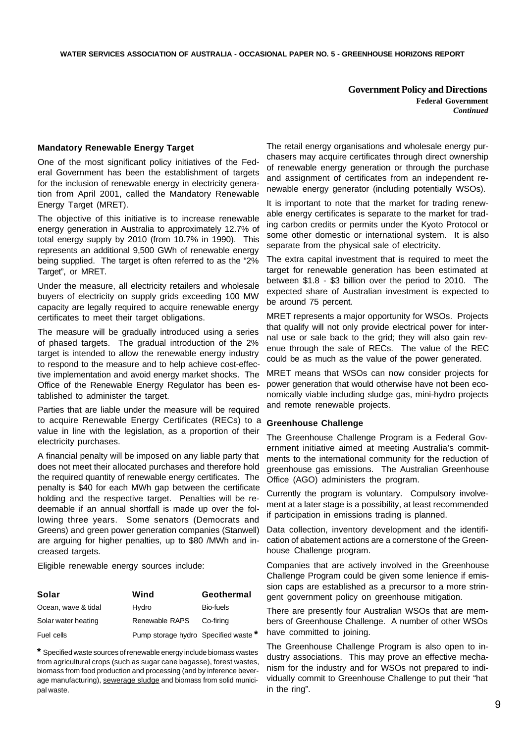## Government Policy and Directions

**Federal Government**

***Continued***

### Mandatory Renewable Energy Target

One of the most significant policy initiatives of the Federal Government has been the establishment of targets for the inclusion of renewable energy in electricity generation from April 2001, called the Mandatory Renewable Energy Target (MRET).

The objective of this initiative is to increase renewable energy generation in Australia to approximately 12.7% of total energy supply by 2010 (from 10.7% in 1990). This represents an additional 9,500 GWh of renewable energy being supplied. The target is often referred to as the "2% Target", or MRET.

Under the measure, all electricity retailers and wholesale buyers of electricity on supply grids exceeding 100 MW capacity are legally required to acquire renewable energy certificates to meet their target obligations.

The measure will be gradually introduced using a series of phased targets. The gradual introduction of the 2% target is intended to allow the renewable energy industry to respond to the measure and to help achieve cost-effective implementation and avoid energy market shocks. The Office of the Renewable Energy Regulator has been established to administer the target.

Parties that are liable under the measure will be required to acquire Renewable Energy Certificates (RECs) to a value in line with the legislation, as a proportion of their electricity purchases.

A financial penalty will be imposed on any liable party that does not meet their allocated purchases and therefore hold the required quantity of renewable energy certificates. The penalty is $40 for each MWh gap between the certificate holding and the respective target. Penalties will be redeemable if an annual shortfall is made up over the following three years. Some senators (Democrats and Greens) and green power generation companies (Stanwell) are arguing for higher penalties, up to $80 /MWh and increased targets.

Eligible renewable energy sources include:

| **Solar** | **Wind** | **Geothermal** |
|---|---|---|
| Ocean, wave & tidal | Hydro | Bio-fuels |
| Solar water heating | Renewable RAPS | Co-firing |
| Fuel cells | Pump storage hydro | Specified waste * |

**\*** Specified waste sources of renewable energy include biomass wastes from agricultural crops (such as sugar cane bagasse), forest wastes, biomass from food production and processing (and by inference beverage manufacturing), <u>sewerage sludge</u> and biomass from solid municipal waste.

The retail energy organisations and wholesale energy purchasers may acquire certificates through direct ownership of renewable energy generation or through the purchase and assignment of certificates from an independent renewable energy generator (including potentially WSOs).

It is important to note that the market for trading renewable energy certificates is separate to the market for trading carbon credits or permits under the Kyoto Protocol or some other domestic or international system. It is also separate from the physical sale of electricity.

The extra capital investment that is required to meet the target for renewable generation has been estimated at between $1.8 - $3 billion over the period to 2010. The expected share of Australian investment is expected to be around 75 percent.

MRET represents a major opportunity for WSOs. Projects that qualify will not only provide electrical power for internal use or sale back to the grid; they will also gain revenue through the sale of RECs. The value of the REC could be as much as the value of the power generated.

MRET means that WSOs can now consider projects for power generation that would otherwise have not been economically viable including sludge gas, mini-hydro projects and remote renewable projects.

### Greenhouse Challenge

The Greenhouse Challenge Program is a Federal Government initiative aimed at meeting Australia's commitments to the international community for the reduction of greenhouse gas emissions. The Australian Greenhouse Office (AGO) administers the program.

Currently the program is voluntary. Compulsory involvement at a later stage is a possibility, at least recommended if participation in emissions trading is planned.

Data collection, inventory development and the identification of abatement actions are a cornerstone of the Greenhouse Challenge program.

Companies that are actively involved in the Greenhouse Challenge Program could be given some lenience if emission caps are established as a precursor to a more stringent government policy on greenhouse mitigation.

There are presently four Australian WSOs that are members of Greenhouse Challenge. A number of other WSOs have committed to joining.

The Greenhouse Challenge Program is also open to industry associations. This may prove an effective mechanism for the industry and for WSOs not prepared to individually commit to Greenhouse Challenge to put their "hat in the ring".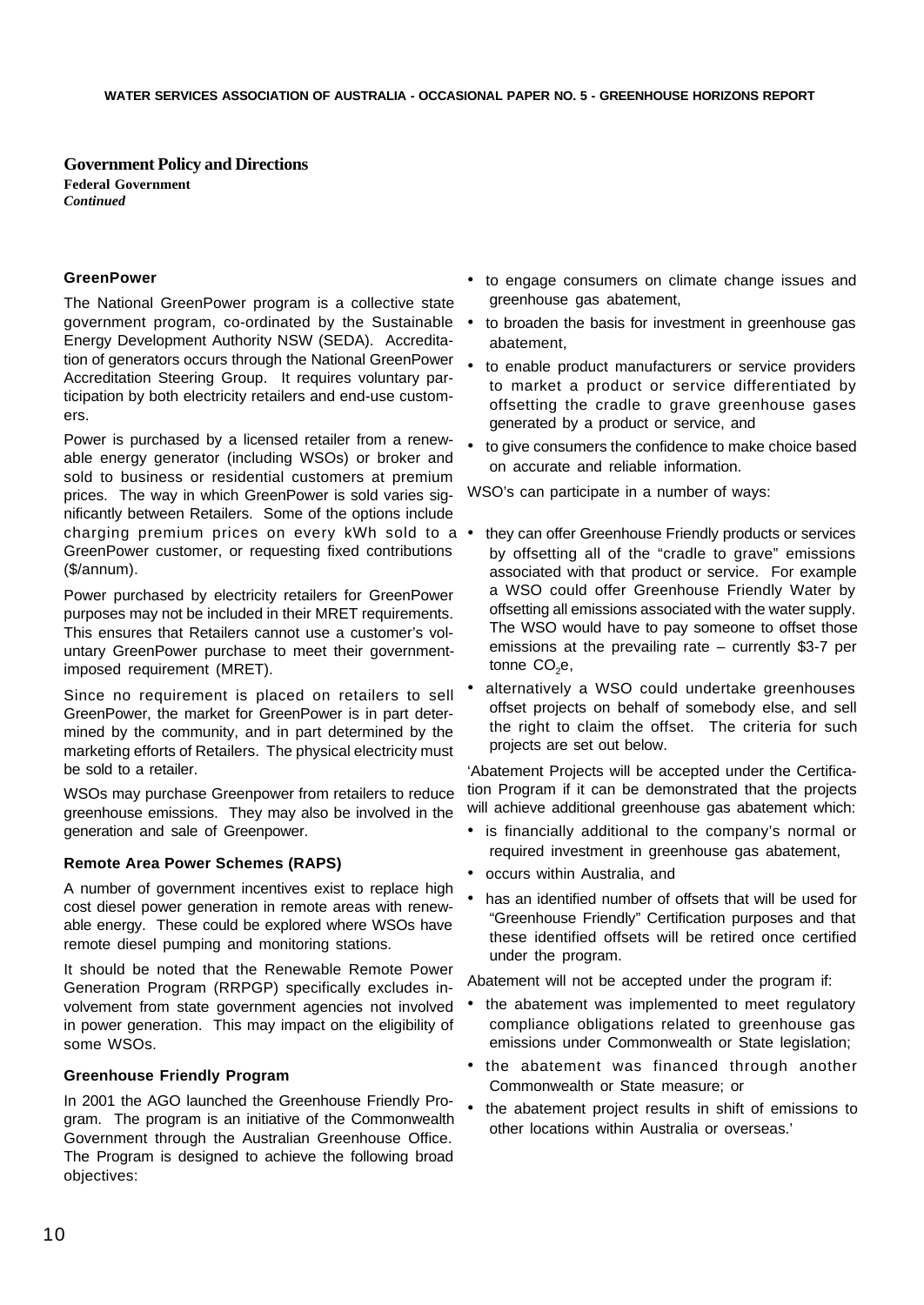## Government Policy and Directions

**Federal Government**
***Continued***

### GreenPower

The National GreenPower program is a collective state government program, co-ordinated by the Sustainable Energy Development Authority NSW (SEDA). Accreditation of generators occurs through the National GreenPower Accreditation Steering Group. It requires voluntary participation by both electricity retailers and end-use customers.

Power is purchased by a licensed retailer from a renewable energy generator (including WSOs) or broker and sold to business or residential customers at premium prices. The way in which GreenPower is sold varies significantly between Retailers. Some of the options include charging premium prices on every kWh sold to a GreenPower customer, or requesting fixed contributions ($/annum).

Power purchased by electricity retailers for GreenPower purposes may not be included in their MRET requirements. This ensures that Retailers cannot use a customer's voluntary GreenPower purchase to meet their government-imposed requirement (MRET).

Since no requirement is placed on retailers to sell GreenPower, the market for GreenPower is in part determined by the community, and in part determined by the marketing efforts of Retailers. The physical electricity must be sold to a retailer.

WSOs may purchase Greenpower from retailers to reduce greenhouse emissions. They may also be involved in the generation and sale of Greenpower.

### Remote Area Power Schemes (RAPS)

A number of government incentives exist to replace high cost diesel power generation in remote areas with renewable energy. These could be explored where WSOs have remote diesel pumping and monitoring stations.

It should be noted that the Renewable Remote Power Generation Program (RRPGP) specifically excludes involvement from state government agencies not involved in power generation. This may impact on the eligibility of some WSOs.

### Greenhouse Friendly Program

In 2001 the AGO launched the Greenhouse Friendly Program. The program is an initiative of the Commonwealth Government through the Australian Greenhouse Office. The Program is designed to achieve the following broad objectives:

- to engage consumers on climate change issues and greenhouse gas abatement,
- to broaden the basis for investment in greenhouse gas abatement,
- to enable product manufacturers or service providers to market a product or service differentiated by offsetting the cradle to grave greenhouse gases generated by a product or service, and
- to give consumers the confidence to make choice based on accurate and reliable information.

WSO's can participate in a number of ways:

- they can offer Greenhouse Friendly products or services by offsetting all of the "cradle to grave" emissions associated with that product or service. For example a WSO could offer Greenhouse Friendly Water by offsetting all emissions associated with the water supply. The WSO would have to pay someone to offset those emissions at the prevailing rate – currently $3-7 per tonne $CO_2$e,
- alternatively a WSO could undertake greenhouses offset projects on behalf of somebody else, and sell the right to claim the offset. The criteria for such projects are set out below.

'Abatement Projects will be accepted under the Certification Program if it can be demonstrated that the projects will achieve additional greenhouse gas abatement which:

- is financially additional to the company's normal or required investment in greenhouse gas abatement,
- occurs within Australia, and
- has an identified number of offsets that will be used for "Greenhouse Friendly" Certification purposes and that these identified offsets will be retired once certified under the program.

Abatement will not be accepted under the program if:

- the abatement was implemented to meet regulatory compliance obligations related to greenhouse gas emissions under Commonwealth or State legislation;
- the abatement was financed through another Commonwealth or State measure; or
- the abatement project results in shift of emissions to other locations within Australia or overseas.'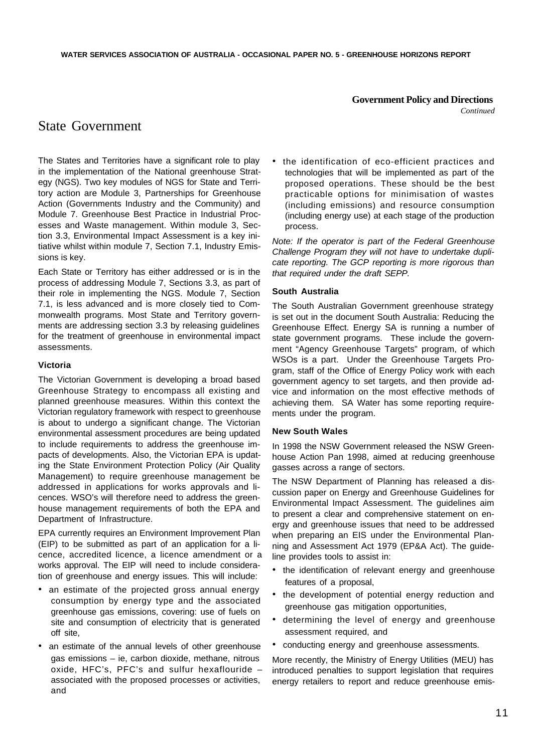**Government Policy and Directions**
*Continued*

# State Government

The States and Territories have a significant role to play in the implementation of the National greenhouse Strategy (NGS). Two key modules of NGS for State and Territory action are Module 3, Partnerships for Greenhouse Action (Governments Industry and the Community) and Module 7. Greenhouse Best Practice in Industrial Processes and Waste management. Within module 3, Section 3.3, Environmental Impact Assessment is a key initiative whilst within module 7, Section 7.1, Industry Emissions is key.

Each State or Territory has either addressed or is in the process of addressing Module 7, Sections 3.3, as part of their role in implementing the NGS. Module 7, Section 7.1, is less advanced and is more closely tied to Commonwealth programs. Most State and Territory governments are addressing section 3.3 by releasing guidelines for the treatment of greenhouse in environmental impact assessments.

### Victoria

The Victorian Government is developing a broad based Greenhouse Strategy to encompass all existing and planned greenhouse measures. Within this context the Victorian regulatory framework with respect to greenhouse is about to undergo a significant change. The Victorian environmental assessment procedures are being updated to include requirements to address the greenhouse impacts of developments. Also, the Victorian EPA is updating the State Environment Protection Policy (Air Quality Management) to require greenhouse management be addressed in applications for works approvals and licences. WSO's will therefore need to address the greenhouse management requirements of both the EPA and Department of Infrastructure.

EPA currently requires an Environment Improvement Plan (EIP) to be submitted as part of an application for a licence, accredited licence, a licence amendment or a works approval. The EIP will need to include consideration of greenhouse and energy issues. This will include:

- an estimate of the projected gross annual energy consumption by energy type and the associated greenhouse gas emissions, covering: use of fuels on site and consumption of electricity that is generated off site,
- an estimate of the annual levels of other greenhouse gas emissions – ie, carbon dioxide, methane, nitrous oxide, HFC's, PFC's and sulfur hexaflouride – associated with the proposed processes or activities, and
- the identification of eco-efficient practices and technologies that will be implemented as part of the proposed operations. These should be the best practicable options for minimisation of wastes (including emissions) and resource consumption (including energy use) at each stage of the production process.

*Note: If the operator is part of the Federal Greenhouse Challenge Program they will not have to undertake duplicate reporting. The GCP reporting is more rigorous than that required under the draft SEPP.*

### South Australia

The South Australian Government greenhouse strategy is set out in the document South Australia: Reducing the Greenhouse Effect. Energy SA is running a number of state government programs. These include the government "Agency Greenhouse Targets" program, of which WSOs is a part. Under the Greenhouse Targets Program, staff of the Office of Energy Policy work with each government agency to set targets, and then provide advice and information on the most effective methods of achieving them. SA Water has some reporting requirements under the program.

### New South Wales

In 1998 the NSW Government released the NSW Greenhouse Action Pan 1998, aimed at reducing greenhouse gasses across a range of sectors.

The NSW Department of Planning has released a discussion paper on Energy and Greenhouse Guidelines for Environmental Impact Assessment. The guidelines aim to present a clear and comprehensive statement on energy and greenhouse issues that need to be addressed when preparing an EIS under the Environmental Planning and Assessment Act 1979 (EP&A Act). The guideline provides tools to assist in:

- the identification of relevant energy and greenhouse features of a proposal,
- the development of potential energy reduction and greenhouse gas mitigation opportunities,
- determining the level of energy and greenhouse assessment required, and
- conducting energy and greenhouse assessments.

More recently, the Ministry of Energy Utilities (MEU) has introduced penalties to support legislation that requires energy retailers to report and reduce greenhouse emis-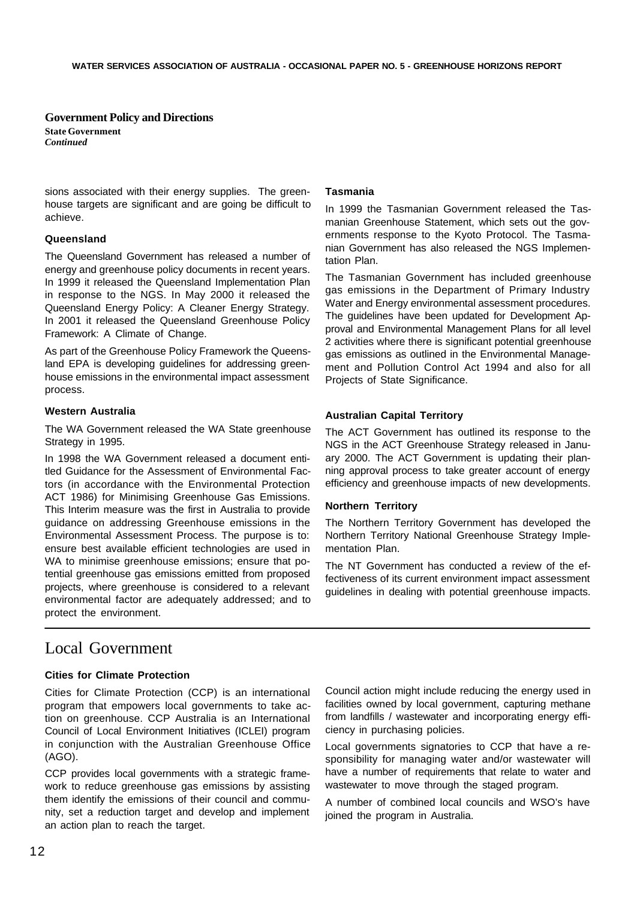## Government Policy and Directions

**State Government**
*Continued*

sions associated with their energy supplies. The greenhouse targets are significant and are going be difficult to achieve.

### Queensland

The Queensland Government has released a number of energy and greenhouse policy documents in recent years. In 1999 it released the Queensland Implementation Plan in response to the NGS. In May 2000 it released the Queensland Energy Policy: A Cleaner Energy Strategy. In 2001 it released the Queensland Greenhouse Policy Framework: A Climate of Change.

As part of the Greenhouse Policy Framework the Queensland EPA is developing guidelines for addressing greenhouse emissions in the environmental impact assessment process.

### Western Australia

The WA Government released the WA State greenhouse Strategy in 1995.

In 1998 the WA Government released a document entitled Guidance for the Assessment of Environmental Factors (in accordance with the Environmental Protection ACT 1986) for Minimising Greenhouse Gas Emissions. This Interim measure was the first in Australia to provide guidance on addressing Greenhouse emissions in the Environmental Assessment Process. The purpose is to: ensure best available efficient technologies are used in WA to minimise greenhouse emissions; ensure that potential greenhouse gas emissions emitted from proposed projects, where greenhouse is considered to a relevant environmental factor are adequately addressed; and to protect the environment.

### Tasmania

In 1999 the Tasmanian Government released the Tasmanian Greenhouse Statement, which sets out the governments response to the Kyoto Protocol. The Tasmanian Government has also released the NGS Implementation Plan.

The Tasmanian Government has included greenhouse gas emissions in the Department of Primary Industry Water and Energy environmental assessment procedures. The guidelines have been updated for Development Approval and Environmental Management Plans for all level 2 activities where there is significant potential greenhouse gas emissions as outlined in the Environmental Management and Pollution Control Act 1994 and also for all Projects of State Significance.

### Australian Capital Territory

The ACT Government has outlined its response to the NGS in the ACT Greenhouse Strategy released in January 2000. The ACT Government is updating their planning approval process to take greater account of energy efficiency and greenhouse impacts of new developments.

### Northern Territory

The Northern Territory Government has developed the Northern Territory National Greenhouse Strategy Implementation Plan.

The NT Government has conducted a review of the effectiveness of its current environment impact assessment guidelines in dealing with potential greenhouse impacts.

## Local Government

### Cities for Climate Protection

Cities for Climate Protection (CCP) is an international program that empowers local governments to take action on greenhouse. CCP Australia is an International Council of Local Environment Initiatives (ICLEI) program in conjunction with the Australian Greenhouse Office (AGO).

CCP provides local governments with a strategic framework to reduce greenhouse gas emissions by assisting them identify the emissions of their council and community, set a reduction target and develop and implement an action plan to reach the target.

Council action might include reducing the energy used in facilities owned by local government, capturing methane from landfills / wastewater and incorporating energy efficiency in purchasing policies.

Local governments signatories to CCP that have a responsibility for managing water and/or wastewater will have a number of requirements that relate to water and wastewater to move through the staged program.

A number of combined local councils and WSO's have joined the program in Australia.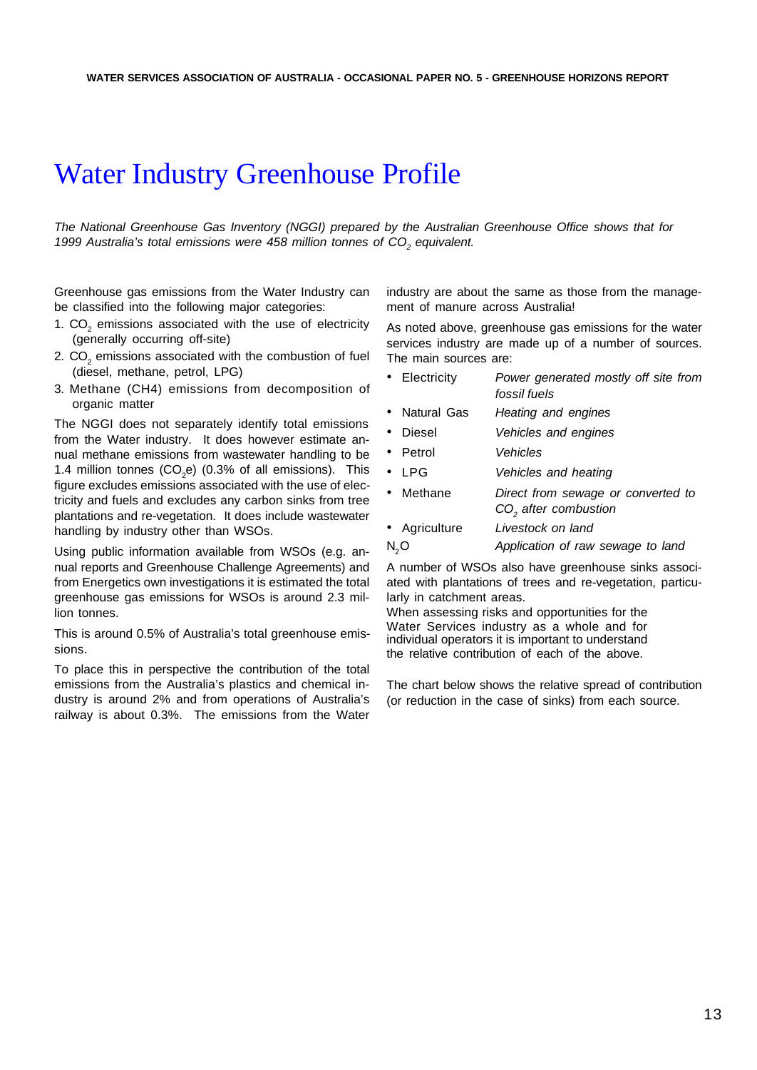# Water Industry Greenhouse Profile

*The National Greenhouse Gas Inventory (NGGI) prepared by the Australian Greenhouse Office shows that for 1999 Australia's total emissions were 458 million tonnes of $CO_2$ equivalent.*

Greenhouse gas emissions from the Water Industry can be classified into the following major categories:

1. $CO_2$ emissions associated with the use of electricity (generally occurring off-site)
2. $CO_2$ emissions associated with the combustion of fuel (diesel, methane, petrol, LPG)
3. Methane (CH4) emissions from decomposition of organic matter

The NGGI does not separately identify total emissions from the Water industry. It does however estimate annual methane emissions from wastewater handling to be 1.4 million tonnes ($CO_2$e) (0.3% of all emissions). This figure excludes emissions associated with the use of electricity and fuels and excludes any carbon sinks from tree plantations and re-vegetation. It does include wastewater handling by industry other than WSOs.

Using public information available from WSOs (e.g. annual reports and Greenhouse Challenge Agreements) and from Energetics own investigations it is estimated the total greenhouse gas emissions for WSOs is around 2.3 million tonnes.

This is around 0.5% of Australia's total greenhouse emissions.

To place this in perspective the contribution of the total emissions from the Australia's plastics and chemical industry is around 2% and from operations of Australia's railway is about 0.3%. The emissions from the Water industry are about the same as those from the management of manure across Australia!

As noted above, greenhouse gas emissions for the water services industry are made up of a number of sources. The main sources are:

- Electricity — *Power generated mostly off site from fossil fuels*
- Natural Gas — *Heating and engines*
- Diesel — *Vehicles and engines*
- Petrol — *Vehicles*
- LPG — *Vehicles and heating*
- Methane — *Direct from sewage or converted to $CO_2$ after combustion*
- Agriculture — *Livestock on land*

$N_2O$ — *Application of raw sewage to land*

A number of WSOs also have greenhouse sinks associated with plantations of trees and re-vegetation, particularly in catchment areas.

When assessing risks and opportunities for the Water Services industry as a whole and for individual operators it is important to understand the relative contribution of each of the above.

The chart below shows the relative spread of contribution (or reduction in the case of sinks) from each source.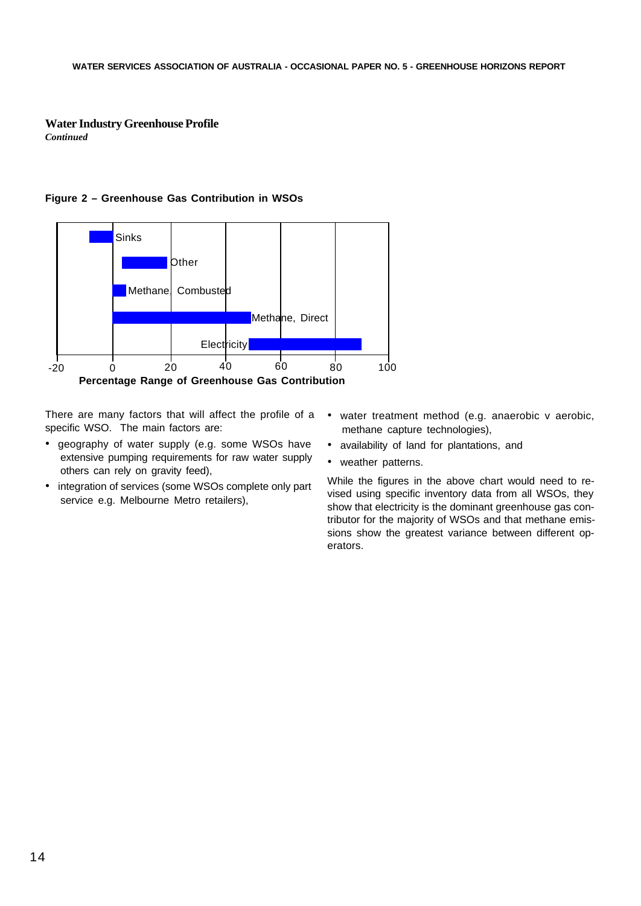## Water Industry Greenhouse Profile

***Continued***

**Figure 2 – Greenhouse Gas Contribution in WSOs**

Sinks

Other

Methane, Combusted

Methane, Direct

Electricity

-20 0 20 40 60 80 100

**Percentage Range of Greenhouse Gas Contribution**

There are many factors that will affect the profile of a specific WSO. The main factors are:

- geography of water supply (e.g. some WSOs have extensive pumping requirements for raw water supply others can rely on gravity feed),
- integration of services (some WSOs complete only part service e.g. Melbourne Metro retailers),
- water treatment method (e.g. anaerobic v aerobic, methane capture technologies),
- availability of land for plantations, and
- weather patterns.

While the figures in the above chart would need to revised using specific inventory data from all WSOs, they show that electricity is the dominant greenhouse gas contributor for the majority of WSOs and that methane emissions show the greatest variance between different operators.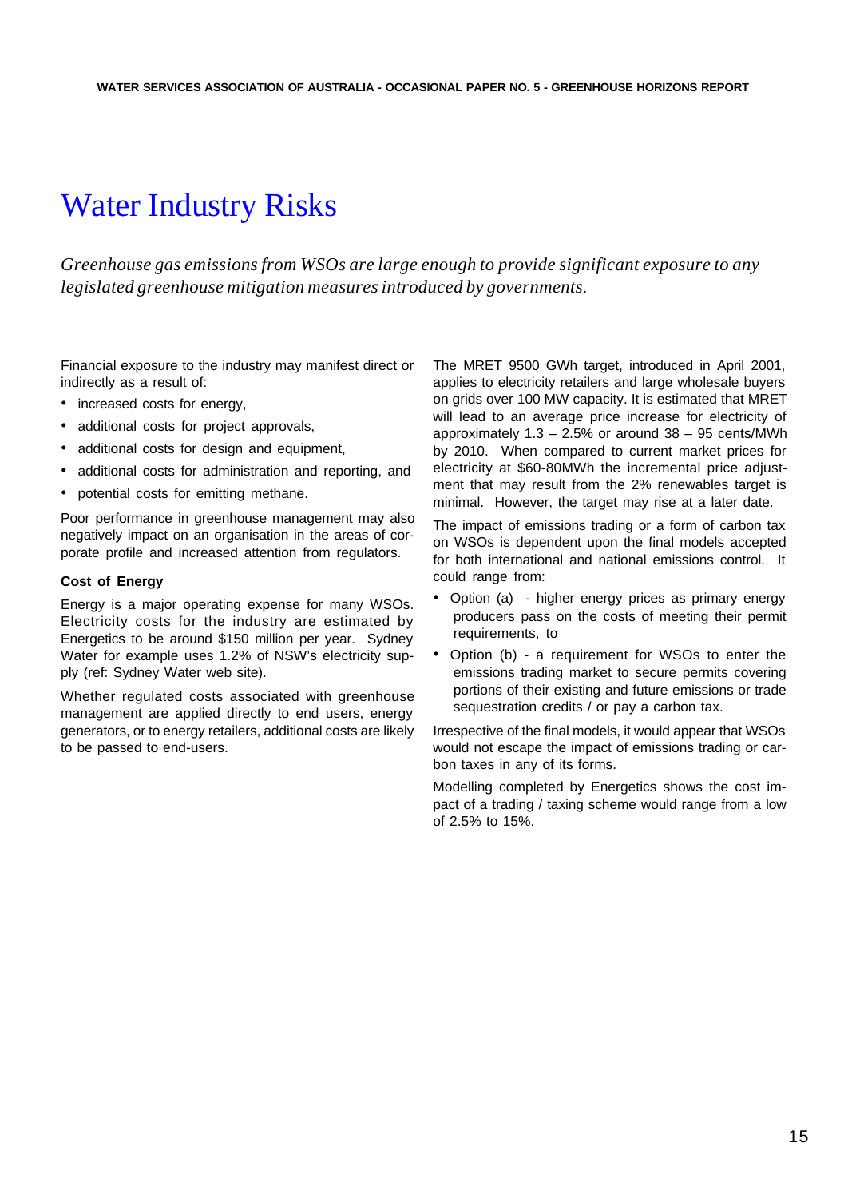# Water Industry Risks

*Greenhouse gas emissions from WSOs are large enough to provide significant exposure to any legislated greenhouse mitigation measures introduced by governments.*

Financial exposure to the industry may manifest direct or indirectly as a result of:

- increased costs for energy,
- additional costs for project approvals,
- additional costs for design and equipment,
- additional costs for administration and reporting, and
- potential costs for emitting methane.

Poor performance in greenhouse management may also negatively impact on an organisation in the areas of corporate profile and increased attention from regulators.

### Cost of Energy

Energy is a major operating expense for many WSOs. Electricity costs for the industry are estimated by Energetics to be around $150 million per year. Sydney Water for example uses 1.2% of NSW's electricity supply (ref: Sydney Water web site).

Whether regulated costs associated with greenhouse management are applied directly to end users, energy generators, or to energy retailers, additional costs are likely to be passed to end-users.

The MRET 9500 GWh target, introduced in April 2001, applies to electricity retailers and large wholesale buyers on grids over 100 MW capacity. It is estimated that MRET will lead to an average price increase for electricity of approximately 1.3 – 2.5% or around 38 – 95 cents/MWh by 2010. When compared to current market prices for electricity at $60-80MWh the incremental price adjustment that may result from the 2% renewables target is minimal. However, the target may rise at a later date.

The impact of emissions trading or a form of carbon tax on WSOs is dependent upon the final models accepted for both international and national emissions control. It could range from:

- Option (a) - higher energy prices as primary energy producers pass on the costs of meeting their permit requirements, to
- Option (b) - a requirement for WSOs to enter the emissions trading market to secure permits covering portions of their existing and future emissions or trade sequestration credits / or pay a carbon tax.

Irrespective of the final models, it would appear that WSOs would not escape the impact of emissions trading or carbon taxes in any of its forms.

Modelling completed by Energetics shows the cost impact of a trading / taxing scheme would range from a low of 2.5% to 15%.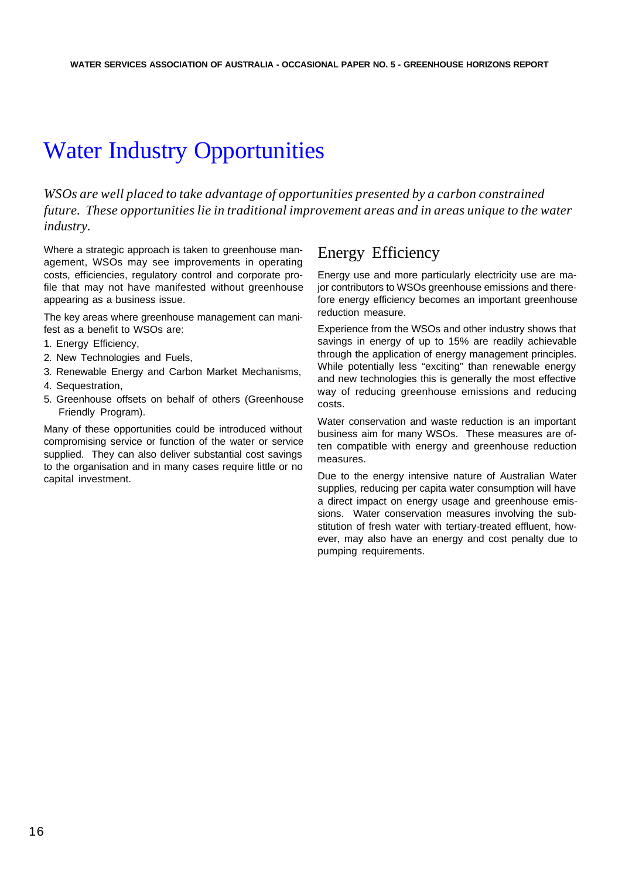# Water Industry Opportunities

*WSOs are well placed to take advantage of opportunities presented by a carbon constrained future. These opportunities lie in traditional improvement areas and in areas unique to the water industry.*

Where a strategic approach is taken to greenhouse management, WSOs may see improvements in operating costs, efficiencies, regulatory control and corporate profile that may not have manifested without greenhouse appearing as a business issue.

The key areas where greenhouse management can manifest as a benefit to WSOs are:

1. Energy Efficiency,
2. New Technologies and Fuels,
3. Renewable Energy and Carbon Market Mechanisms,
4. Sequestration,
5. Greenhouse offsets on behalf of others (Greenhouse Friendly Program).

Many of these opportunities could be introduced without compromising service or function of the water or service supplied. They can also deliver substantial cost savings to the organisation and in many cases require little or no capital investment.

## Energy Efficiency

Energy use and more particularly electricity use are major contributors to WSOs greenhouse emissions and therefore energy efficiency becomes an important greenhouse reduction measure.

Experience from the WSOs and other industry shows that savings in energy of up to 15% are readily achievable through the application of energy management principles. While potentially less "exciting" than renewable energy and new technologies this is generally the most effective way of reducing greenhouse emissions and reducing costs.

Water conservation and waste reduction is an important business aim for many WSOs. These measures are often compatible with energy and greenhouse reduction measures.

Due to the energy intensive nature of Australian Water supplies, reducing per capita water consumption will have a direct impact on energy usage and greenhouse emissions. Water conservation measures involving the substitution of fresh water with tertiary-treated effluent, however, may also have an energy and cost penalty due to pumping requirements.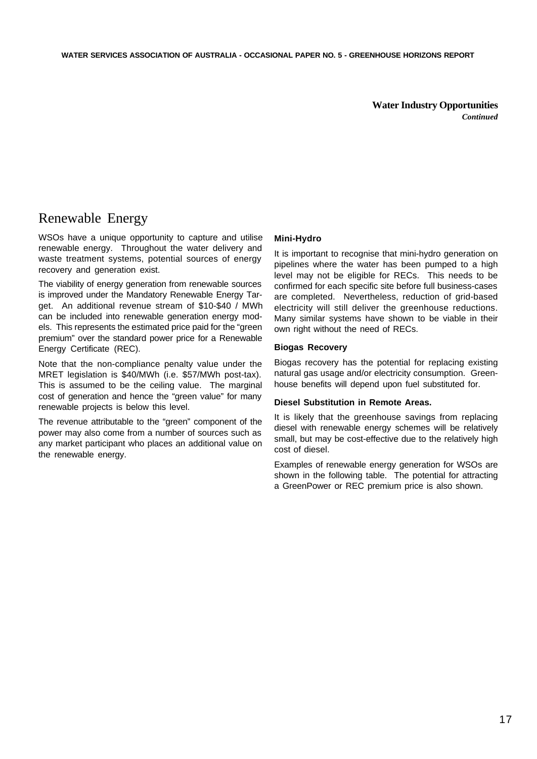**Water Industry Opportunities**
***Continued***

## Renewable Energy

WSOs have a unique opportunity to capture and utilise renewable energy. Throughout the water delivery and waste treatment systems, potential sources of energy recovery and generation exist.

The viability of energy generation from renewable sources is improved under the Mandatory Renewable Energy Target. An additional revenue stream of $10-$40 / MWh can be included into renewable generation energy models. This represents the estimated price paid for the "green premium" over the standard power price for a Renewable Energy Certificate (REC).

Note that the non-compliance penalty value under the MRET legislation is $40/MWh (i.e. $57/MWh post-tax). This is assumed to be the ceiling value. The marginal cost of generation and hence the "green value" for many renewable projects is below this level.

The revenue attributable to the "green" component of the power may also come from a number of sources such as any market participant who places an additional value on the renewable energy.

### Mini-Hydro

It is important to recognise that mini-hydro generation on pipelines where the water has been pumped to a high level may not be eligible for RECs. This needs to be confirmed for each specific site before full business-cases are completed. Nevertheless, reduction of grid-based electricity will still deliver the greenhouse reductions. Many similar systems have shown to be viable in their own right without the need of RECs.

### Biogas Recovery

Biogas recovery has the potential for replacing existing natural gas usage and/or electricity consumption. Greenhouse benefits will depend upon fuel substituted for.

### Diesel Substitution in Remote Areas.

It is likely that the greenhouse savings from replacing diesel with renewable energy schemes will be relatively small, but may be cost-effective due to the relatively high cost of diesel.

Examples of renewable energy generation for WSOs are shown in the following table. The potential for attracting a GreenPower or REC premium price is also shown.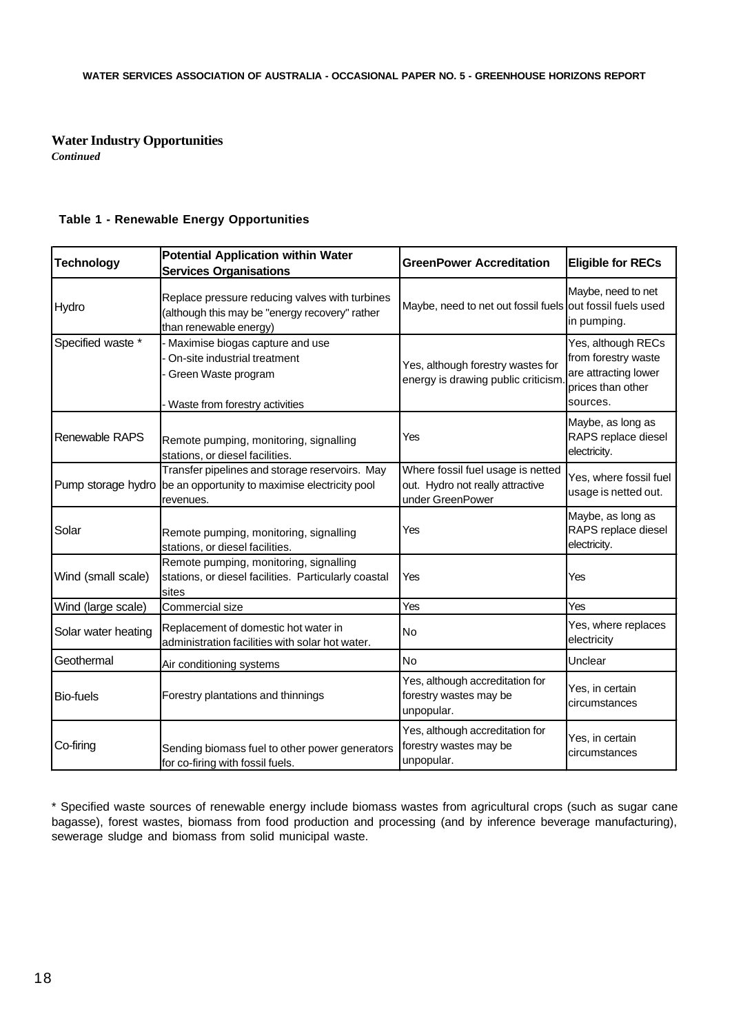**Water Industry Opportunities**

*Continued*

**Table 1 - Renewable Energy Opportunities**

| Technology | Potential Application within Water Services Organisations | GreenPower Accreditation | Eligible for RECs |
|---|---|---|---|
| Hydro | Replace pressure reducing valves with turbines (although this may be "energy recovery" rather than renewable energy) | Maybe, need to net out fossil fuels | Maybe, need to net out fossil fuels used in pumping. |
| Specified waste * | - Maximise biogas capture and use<br>- On-site industrial treatment<br>- Green Waste program<br>- Waste from forestry activities | Yes, although forestry wastes for energy is drawing public criticism. | Yes, although RECs from forestry waste are attracting lower prices than other sources. |
| Renewable RAPS | Remote pumping, monitoring, signalling stations, or diesel facilities. | Yes | Maybe, as long as RAPS replace diesel electricity. |
| Pump storage hydro | Transfer pipelines and storage reservoirs. May be an opportunity to maximise electricity pool revenues. | Where fossil fuel usage is netted out. Hydro not really attractive under GreenPower | Yes, where fossil fuel usage is netted out. |
| Solar | Remote pumping, monitoring, signalling stations, or diesel facilities. | Yes | Maybe, as long as RAPS replace diesel electricity. |
| Wind (small scale) | Remote pumping, monitoring, signalling stations, or diesel facilities. Particularly coastal sites | Yes | Yes |
| Wind (large scale) | Commercial size | Yes | Yes |
| Solar water heating | Replacement of domestic hot water in administration facilities with solar hot water. | No | Yes, where replaces electricity |
| Geothermal | Air conditioning systems | No | Unclear |
| Bio-fuels | Forestry plantations and thinnings | Yes, although accreditation for forestry wastes may be unpopular. | Yes, in certain circumstances |
| Co-firing | Sending biomass fuel to other power generators for co-firing with fossil fuels. | Yes, although accreditation for forestry wastes may be unpopular. | Yes, in certain circumstances |

* Specified waste sources of renewable energy include biomass wastes from agricultural crops (such as sugar cane bagasse), forest wastes, biomass from food production and processing (and by inference beverage manufacturing), sewerage sludge and biomass from solid municipal waste.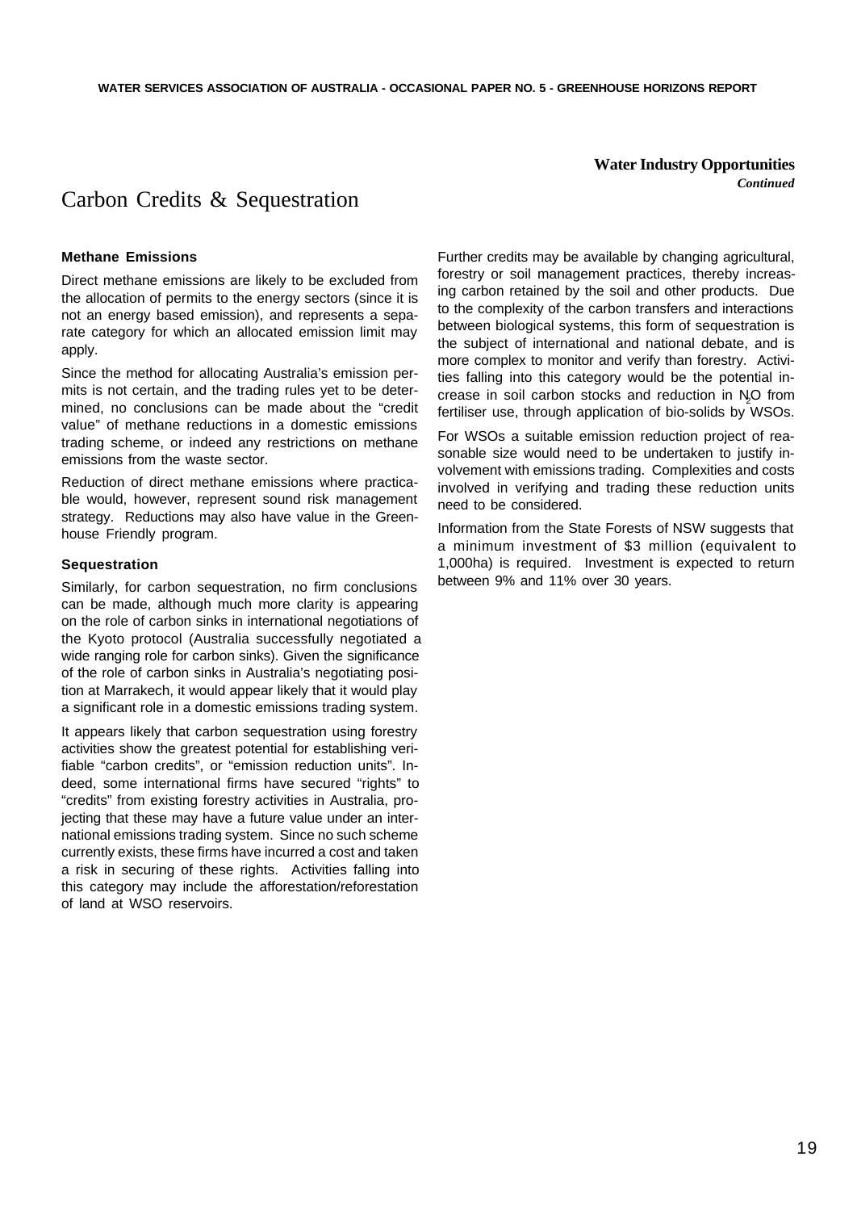**Water Industry Opportunities**
***Continued***

# Carbon Credits & Sequestration

### Methane Emissions

Direct methane emissions are likely to be excluded from the allocation of permits to the energy sectors (since it is not an energy based emission), and represents a separate category for which an allocated emission limit may apply.

Since the method for allocating Australia's emission permits is not certain, and the trading rules yet to be determined, no conclusions can be made about the "credit value" of methane reductions in a domestic emissions trading scheme, or indeed any restrictions on methane emissions from the waste sector.

Reduction of direct methane emissions where practicable would, however, represent sound risk management strategy. Reductions may also have value in the Greenhouse Friendly program.

### Sequestration

Similarly, for carbon sequestration, no firm conclusions can be made, although much more clarity is appearing on the role of carbon sinks in international negotiations of the Kyoto protocol (Australia successfully negotiated a wide ranging role for carbon sinks). Given the significance of the role of carbon sinks in Australia's negotiating position at Marrakech, it would appear likely that it would play a significant role in a domestic emissions trading system.

It appears likely that carbon sequestration using forestry activities show the greatest potential for establishing verifiable "carbon credits", or "emission reduction units". Indeed, some international firms have secured "rights" to "credits" from existing forestry activities in Australia, projecting that these may have a future value under an international emissions trading system. Since no such scheme currently exists, these firms have incurred a cost and taken a risk in securing of these rights. Activities falling into this category may include the afforestation/reforestation of land at WSO reservoirs.

Further credits may be available by changing agricultural, forestry or soil management practices, thereby increasing carbon retained by the soil and other products. Due to the complexity of the carbon transfers and interactions between biological systems, this form of sequestration is the subject of international and national debate, and is more complex to monitor and verify than forestry. Activities falling into this category would be the potential increase in soil carbon stocks and reduction in $N_2O$ from fertiliser use, through application of bio-solids by WSOs.

For WSOs a suitable emission reduction project of reasonable size would need to be undertaken to justify involvement with emissions trading. Complexities and costs involved in verifying and trading these reduction units need to be considered.

Information from the State Forests of NSW suggests that a minimum investment of $3 million (equivalent to 1,000ha) is required. Investment is expected to return between 9% and 11% over 30 years.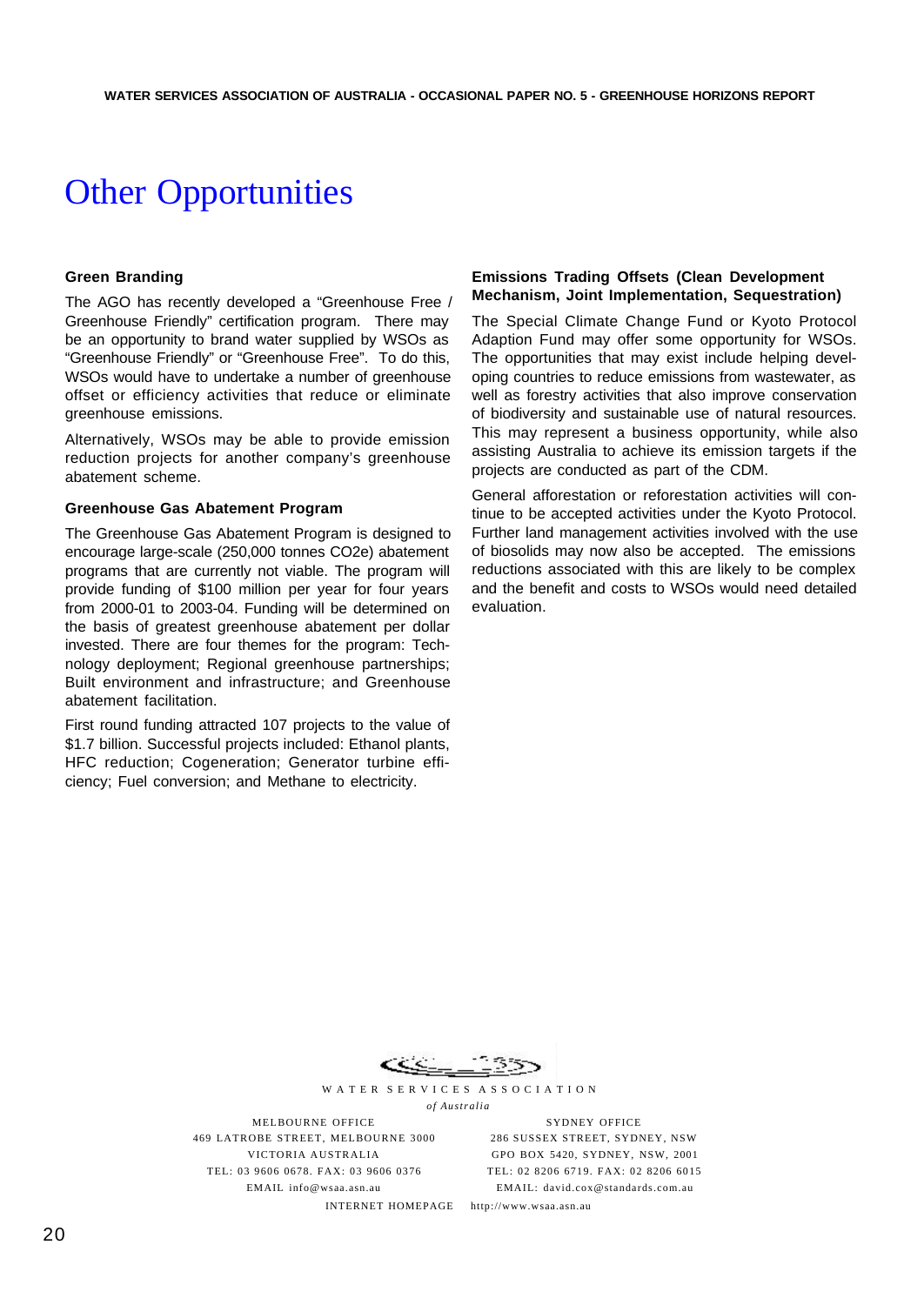# Other Opportunities

### Green Branding

The AGO has recently developed a "Greenhouse Free / Greenhouse Friendly" certification program. There may be an opportunity to brand water supplied by WSOs as "Greenhouse Friendly" or "Greenhouse Free". To do this, WSOs would have to undertake a number of greenhouse offset or efficiency activities that reduce or eliminate greenhouse emissions.

Alternatively, WSOs may be able to provide emission reduction projects for another company's greenhouse abatement scheme.

### Greenhouse Gas Abatement Program

The Greenhouse Gas Abatement Program is designed to encourage large-scale (250,000 tonnes $CO_2e$) abatement programs that are currently not viable. The program will provide funding of $100 million per year for four years from 2000-01 to 2003-04. Funding will be determined on the basis of greatest greenhouse abatement per dollar invested. There are four themes for the program: Technology deployment; Regional greenhouse partnerships; Built environment and infrastructure; and Greenhouse abatement facilitation.

First round funding attracted 107 projects to the value of $1.7 billion. Successful projects included: Ethanol plants, HFC reduction; Cogeneration; Generator turbine efficiency; Fuel conversion; and Methane to electricity.

### Emissions Trading Offsets (Clean Development Mechanism, Joint Implementation, Sequestration)

The Special Climate Change Fund or Kyoto Protocol Adaption Fund may offer some opportunity for WSOs. The opportunities that may exist include helping developing countries to reduce emissions from wastewater, as well as forestry activities that also improve conservation of biodiversity and sustainable use of natural resources. This may represent a business opportunity, while also assisting Australia to achieve its emission targets if the projects are conducted as part of the CDM.

General afforestation or reforestation activities will continue to be accepted activities under the Kyoto Protocol. Further land management activities involved with the use of biosolids may now also be accepted. The emissions reductions associated with this are likely to be complex and the benefit and costs to WSOs would need detailed evaluation.

WATER SERVICES ASSOCIATION
*of Australia*

MELBOURNE OFFICE
469 LATROBE STREET, MELBOURNE 3000
VICTORIA AUSTRALIA
TEL: 03 9606 0678. FAX: 03 9606 0376
EMAIL info@wsaa.asn.au

SYDNEY OFFICE
286 SUSSEX STREET, SYDNEY, NSW
GPO BOX 5420, SYDNEY, NSW, 2001
TEL: 02 8206 6719. FAX: 02 8206 6015
EMAIL: david.cox@standards.com.au

INTERNET HOMEPAGE http://www.wsaa.asn.au